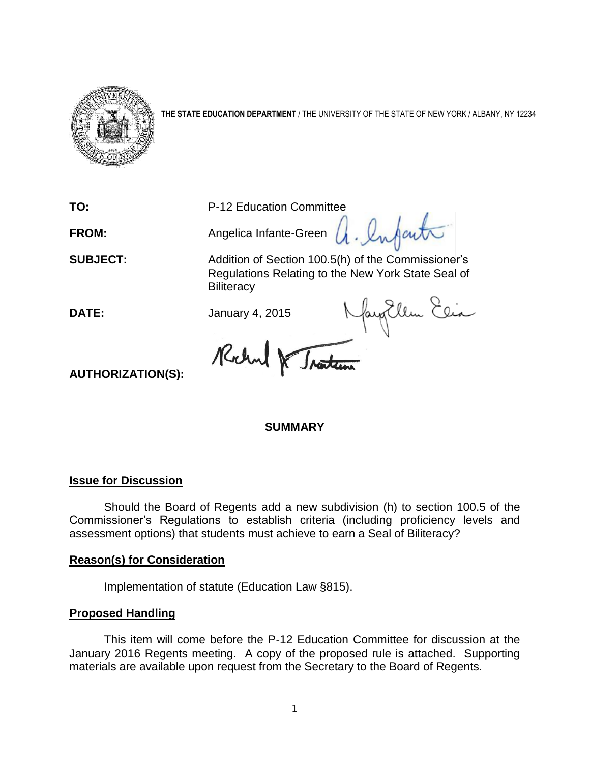**THE STATE EDUCATION DEPARTMENT** / THE UNIVERSITY OF THE STATE OF NEW YORK / ALBANY, NY 12234

**TO:** P-12 Education Committee

**FROM:** Angelica Infante-Green

**SUBJECT:** Addition of Section 100.5(h) of the Commissioner's Regulations Relating to the New York State Seal of Biliteracy

**DATE:** January 4, 2015

**AUTHORIZATION(S):**

## SUMMARY

### Issue for Discussion

Should the Board of Regents add a new subdivision (h) to section 100.5 of the Commissioner's Regulations to establish criteria (including proficiency levels and assessment options) that students must achieve to earn a Seal of Biliteracy?

### Reason(s) for Consideration

Implementation of statute (Education Law §815).

### Proposed Handling

This item will come before the P-12 Education Committee for discussion at the January 2016 Regents meeting. A copy of the proposed rule is attached. Supporting materials are available upon request from the Secretary to the Board of Regents.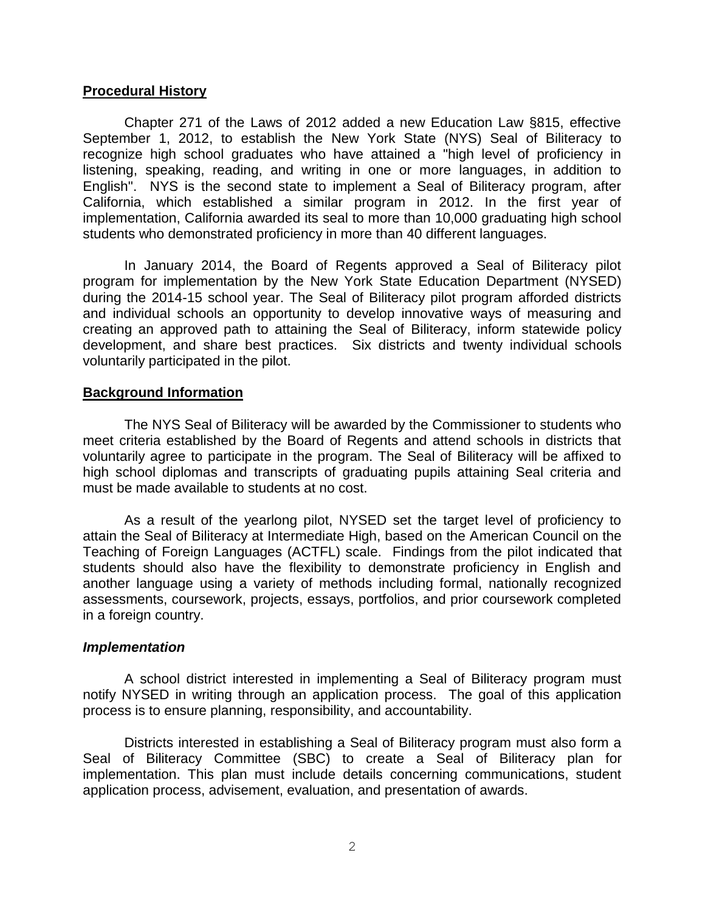## Procedural History

Chapter 271 of the Laws of 2012 added a new Education Law §815, effective September 1, 2012, to establish the New York State (NYS) Seal of Biliteracy to recognize high school graduates who have attained a "high level of proficiency in listening, speaking, reading, and writing in one or more languages, in addition to English". NYS is the second state to implement a Seal of Biliteracy program, after California, which established a similar program in 2012. In the first year of implementation, California awarded its seal to more than 10,000 graduating high school students who demonstrated proficiency in more than 40 different languages.

In January 2014, the Board of Regents approved a Seal of Biliteracy pilot program for implementation by the New York State Education Department (NYSED) during the 2014-15 school year. The Seal of Biliteracy pilot program afforded districts and individual schools an opportunity to develop innovative ways of measuring and creating an approved path to attaining the Seal of Biliteracy, inform statewide policy development, and share best practices. Six districts and twenty individual schools voluntarily participated in the pilot.

## Background Information

The NYS Seal of Biliteracy will be awarded by the Commissioner to students who meet criteria established by the Board of Regents and attend schools in districts that voluntarily agree to participate in the program. The Seal of Biliteracy will be affixed to high school diplomas and transcripts of graduating pupils attaining Seal criteria and must be made available to students at no cost.

As a result of the yearlong pilot, NYSED set the target level of proficiency to attain the Seal of Biliteracy at Intermediate High, based on the American Council on the Teaching of Foreign Languages (ACTFL) scale. Findings from the pilot indicated that students should also have the flexibility to demonstrate proficiency in English and another language using a variety of methods including formal, nationally recognized assessments, coursework, projects, essays, portfolios, and prior coursework completed in a foreign country.

### *Implementation*

A school district interested in implementing a Seal of Biliteracy program must notify NYSED in writing through an application process. The goal of this application process is to ensure planning, responsibility, and accountability.

Districts interested in establishing a Seal of Biliteracy program must also form a Seal of Biliteracy Committee (SBC) to create a Seal of Biliteracy plan for implementation. This plan must include details concerning communications, student application process, advisement, evaluation, and presentation of awards.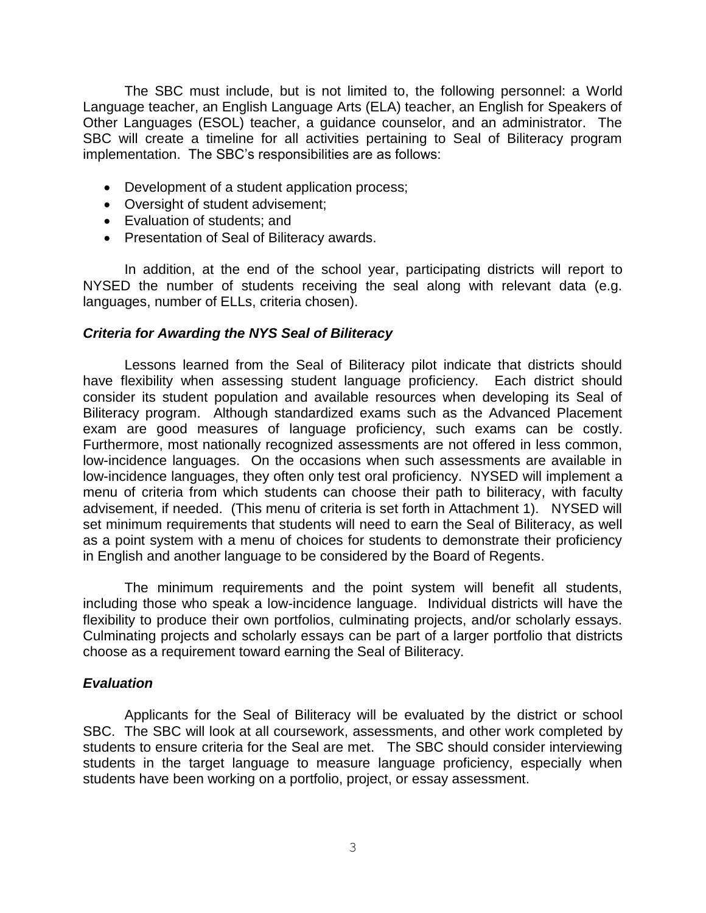The SBC must include, but is not limited to, the following personnel: a World Language teacher, an English Language Arts (ELA) teacher, an English for Speakers of Other Languages (ESOL) teacher, a guidance counselor, and an administrator. The SBC will create a timeline for all activities pertaining to Seal of Biliteracy program implementation. The SBC's responsibilities are as follows:

- Development of a student application process;
- Oversight of student advisement;
- Evaluation of students; and
- Presentation of Seal of Biliteracy awards.

In addition, at the end of the school year, participating districts will report to NYSED the number of students receiving the seal along with relevant data (e.g. languages, number of ELLs, criteria chosen).

### *Criteria for Awarding the NYS Seal of Biliteracy*

Lessons learned from the Seal of Biliteracy pilot indicate that districts should have flexibility when assessing student language proficiency. Each district should consider its student population and available resources when developing its Seal of Biliteracy program. Although standardized exams such as the Advanced Placement exam are good measures of language proficiency, such exams can be costly. Furthermore, most nationally recognized assessments are not offered in less common, low-incidence languages. On the occasions when such assessments are available in low-incidence languages, they often only test oral proficiency. NYSED will implement a menu of criteria from which students can choose their path to biliteracy, with faculty advisement, if needed. (This menu of criteria is set forth in Attachment 1). NYSED will set minimum requirements that students will need to earn the Seal of Biliteracy, as well as a point system with a menu of choices for students to demonstrate their proficiency in English and another language to be considered by the Board of Regents.

The minimum requirements and the point system will benefit all students, including those who speak a low-incidence language. Individual districts will have the flexibility to produce their own portfolios, culminating projects, and/or scholarly essays. Culminating projects and scholarly essays can be part of a larger portfolio that districts choose as a requirement toward earning the Seal of Biliteracy.

### *Evaluation*

Applicants for the Seal of Biliteracy will be evaluated by the district or school SBC. The SBC will look at all coursework, assessments, and other work completed by students to ensure criteria for the Seal are met. The SBC should consider interviewing students in the target language to measure language proficiency, especially when students have been working on a portfolio, project, or essay assessment.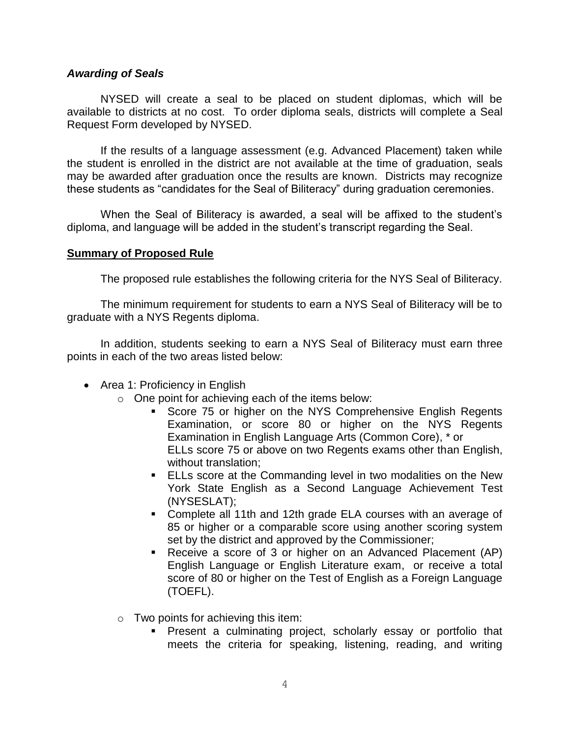### *Awarding of Seals*

NYSED will create a seal to be placed on student diplomas, which will be available to districts at no cost. To order diploma seals, districts will complete a Seal Request Form developed by NYSED.

If the results of a language assessment (e.g. Advanced Placement) taken while the student is enrolled in the district are not available at the time of graduation, seals may be awarded after graduation once the results are known. Districts may recognize these students as "candidates for the Seal of Biliteracy" during graduation ceremonies.

When the Seal of Biliteracy is awarded, a seal will be affixed to the student's diploma, and language will be added in the student's transcript regarding the Seal.

## **Summary of Proposed Rule**

The proposed rule establishes the following criteria for the NYS Seal of Biliteracy.

The minimum requirement for students to earn a NYS Seal of Biliteracy will be to graduate with a NYS Regents diploma.

In addition, students seeking to earn a NYS Seal of Biliteracy must earn three points in each of the two areas listed below:

- Area 1: Proficiency in English
  - One point for achieving each of the items below:
    - Score 75 or higher on the NYS Comprehensive English Regents Examination, or score 80 or higher on the NYS Regents Examination in English Language Arts (Common Core), * or ELLs score 75 or above on two Regents exams other than English, without translation;
    - ELLs score at the Commanding level in two modalities on the New York State English as a Second Language Achievement Test (NYSESLAT);
    - Complete all 11th and 12th grade ELA courses with an average of 85 or higher or a comparable score using another scoring system set by the district and approved by the Commissioner;
    - Receive a score of 3 or higher on an Advanced Placement (AP) English Language or English Literature exam, or receive a total score of 80 or higher on the Test of English as a Foreign Language (TOEFL).
  - Two points for achieving this item:
    - Present a culminating project, scholarly essay or portfolio that meets the criteria for speaking, listening, reading, and writing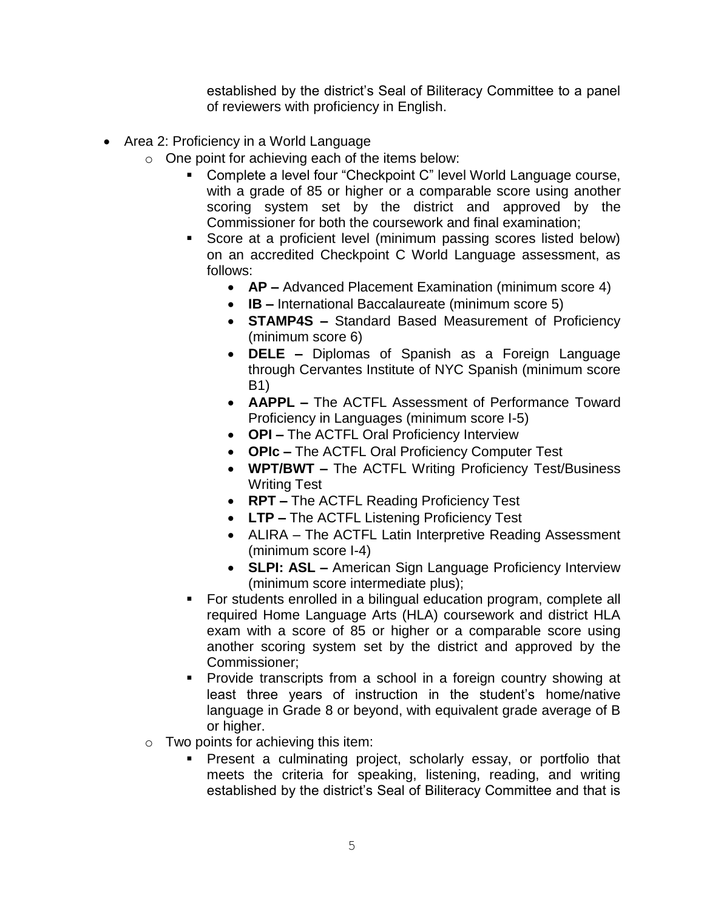established by the district's Seal of Biliteracy Committee to a panel of reviewers with proficiency in English.

- Area 2: Proficiency in a World Language
  - One point for achieving each of the items below:
    - Complete a level four "Checkpoint C" level World Language course, with a grade of 85 or higher or a comparable score using another scoring system set by the district and approved by the Commissioner for both the coursework and final examination;
    - Score at a proficient level (minimum passing scores listed below) on an accredited Checkpoint C World Language assessment, as follows:
      - **AP –** Advanced Placement Examination (minimum score 4)
      - **IB –** International Baccalaureate (minimum score 5)
      - **STAMP4S –** Standard Based Measurement of Proficiency (minimum score 6)
      - **DELE –** Diplomas of Spanish as a Foreign Language through Cervantes Institute of NYC Spanish (minimum score B1)
      - **AAPPL –** The ACTFL Assessment of Performance Toward Proficiency in Languages (minimum score I-5)
      - **OPI –** The ACTFL Oral Proficiency Interview
      - **OPIc –** The ACTFL Oral Proficiency Computer Test
      - **WPT/BWT –** The ACTFL Writing Proficiency Test/Business Writing Test
      - **RPT –** The ACTFL Reading Proficiency Test
      - **LTP –** The ACTFL Listening Proficiency Test
      - ALIRA – The ACTFL Latin Interpretive Reading Assessment (minimum score I-4)
      - **SLPI: ASL –** American Sign Language Proficiency Interview (minimum score intermediate plus);
    - For students enrolled in a bilingual education program, complete all required Home Language Arts (HLA) coursework and district HLA exam with a score of 85 or higher or a comparable score using another scoring system set by the district and approved by the Commissioner;
    - Provide transcripts from a school in a foreign country showing at least three years of instruction in the student's home/native language in Grade 8 or beyond, with equivalent grade average of B or higher.
  - Two points for achieving this item:
    - Present a culminating project, scholarly essay, or portfolio that meets the criteria for speaking, listening, reading, and writing established by the district's Seal of Biliteracy Committee and that is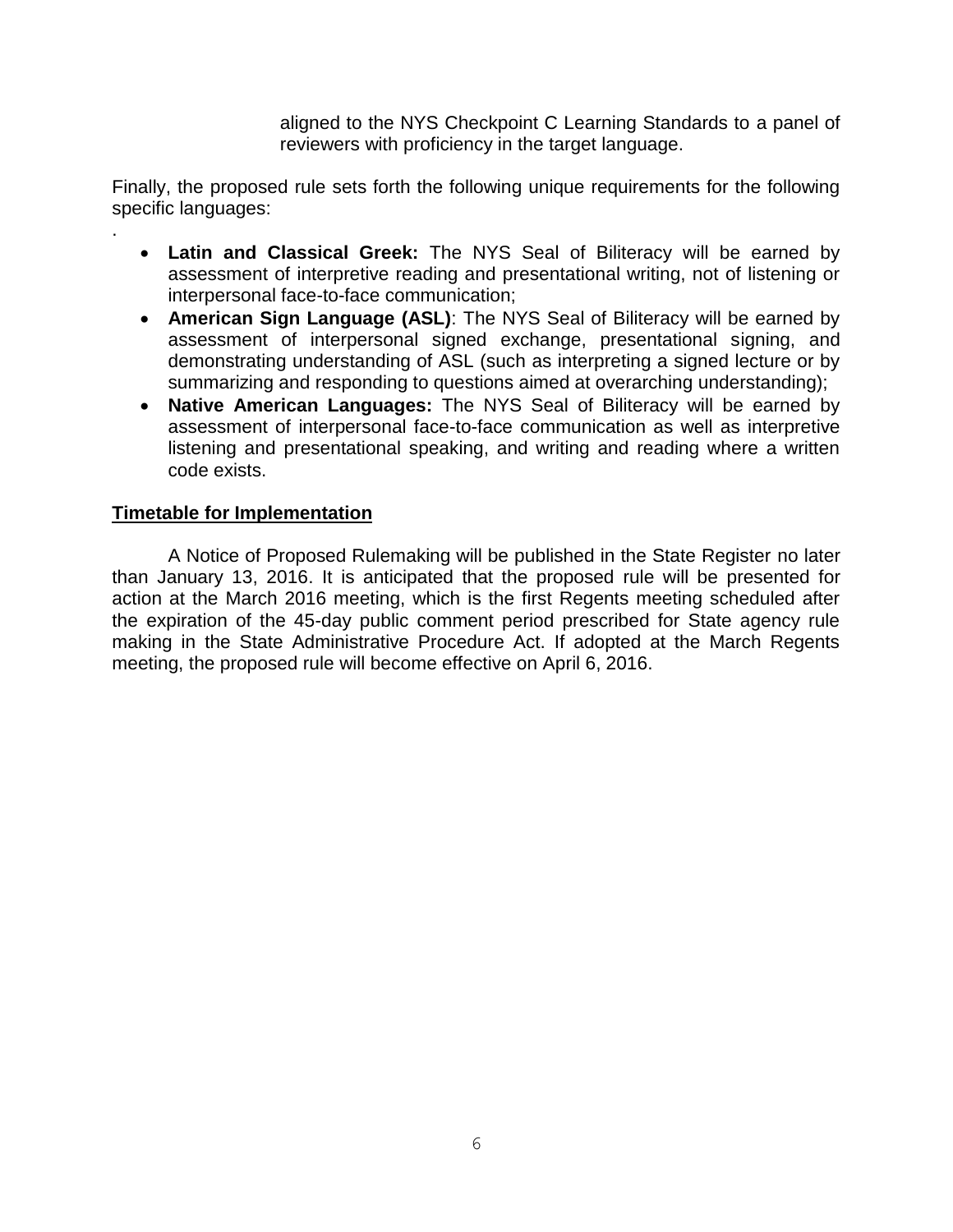aligned to the NYS Checkpoint C Learning Standards to a panel of reviewers with proficiency in the target language.

Finally, the proposed rule sets forth the following unique requirements for the following specific languages:

.

- **Latin and Classical Greek:** The NYS Seal of Biliteracy will be earned by assessment of interpretive reading and presentational writing, not of listening or interpersonal face-to-face communication;
- **American Sign Language (ASL)**: The NYS Seal of Biliteracy will be earned by assessment of interpersonal signed exchange, presentational signing, and demonstrating understanding of ASL (such as interpreting a signed lecture or by summarizing and responding to questions aimed at overarching understanding);
- **Native American Languages:** The NYS Seal of Biliteracy will be earned by assessment of interpersonal face-to-face communication as well as interpretive listening and presentational speaking, and writing and reading where a written code exists.

**Timetable for Implementation**

A Notice of Proposed Rulemaking will be published in the State Register no later than January 13, 2016. It is anticipated that the proposed rule will be presented for action at the March 2016 meeting, which is the first Regents meeting scheduled after the expiration of the 45-day public comment period prescribed for State agency rule making in the State Administrative Procedure Act. If adopted at the March Regents meeting, the proposed rule will become effective on April 6, 2016.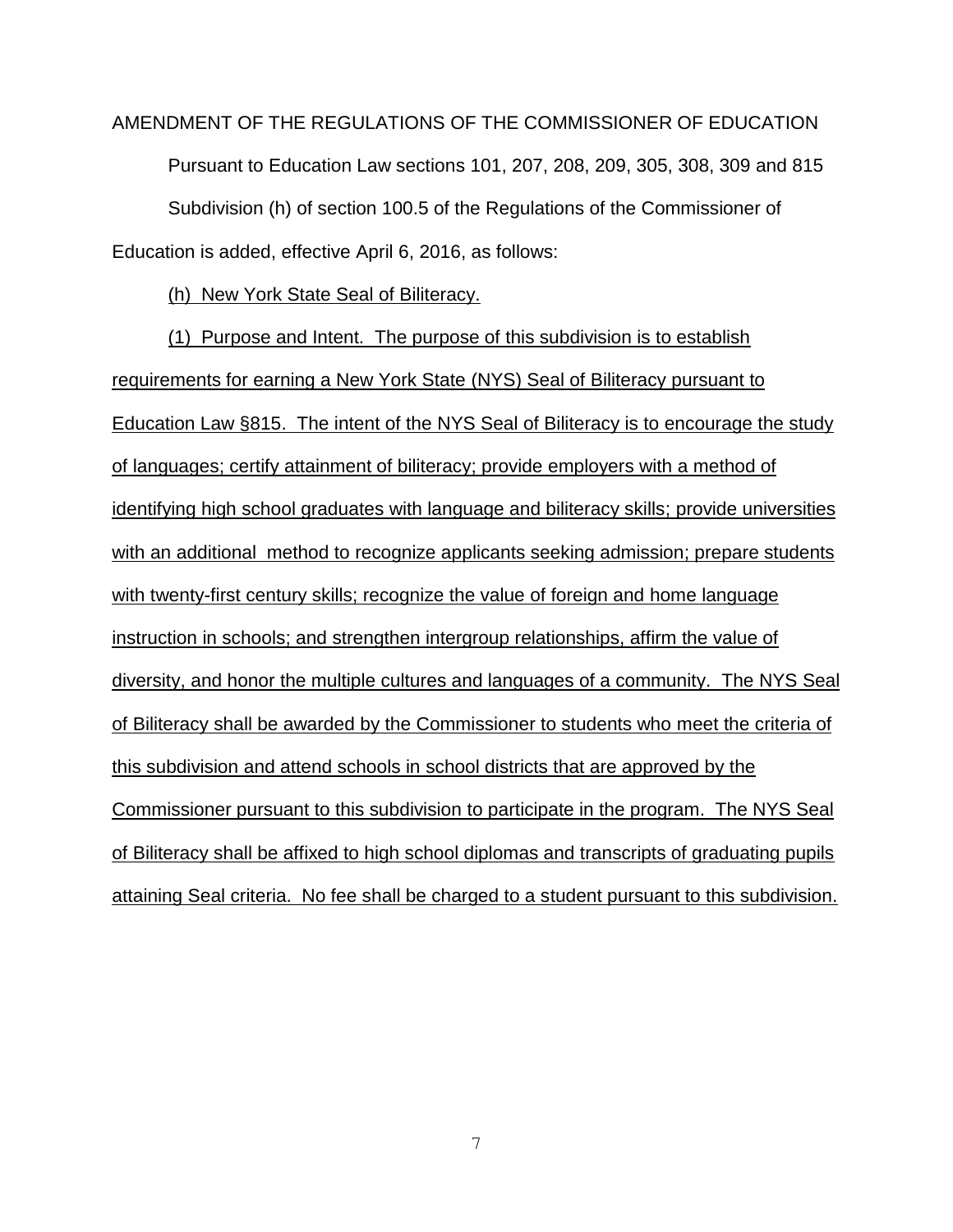AMENDMENT OF THE REGULATIONS OF THE COMMISSIONER OF EDUCATION

Pursuant to Education Law sections 101, 207, 208, 209, 305, 308, 309 and 815

Subdivision (h) of section 100.5 of the Regulations of the Commissioner of Education is added, effective April 6, 2016, as follows:

(h) New York State Seal of Biliteracy.

(1) Purpose and Intent. The purpose of this subdivision is to establish requirements for earning a New York State (NYS) Seal of Biliteracy pursuant to Education Law §815. The intent of the NYS Seal of Biliteracy is to encourage the study of languages; certify attainment of biliteracy; provide employers with a method of identifying high school graduates with language and biliteracy skills; provide universities with an additional method to recognize applicants seeking admission; prepare students with twenty-first century skills; recognize the value of foreign and home language instruction in schools; and strengthen intergroup relationships, affirm the value of diversity, and honor the multiple cultures and languages of a community. The NYS Seal of Biliteracy shall be awarded by the Commissioner to students who meet the criteria of this subdivision and attend schools in school districts that are approved by the Commissioner pursuant to this subdivision to participate in the program. The NYS Seal of Biliteracy shall be affixed to high school diplomas and transcripts of graduating pupils attaining Seal criteria. No fee shall be charged to a student pursuant to this subdivision.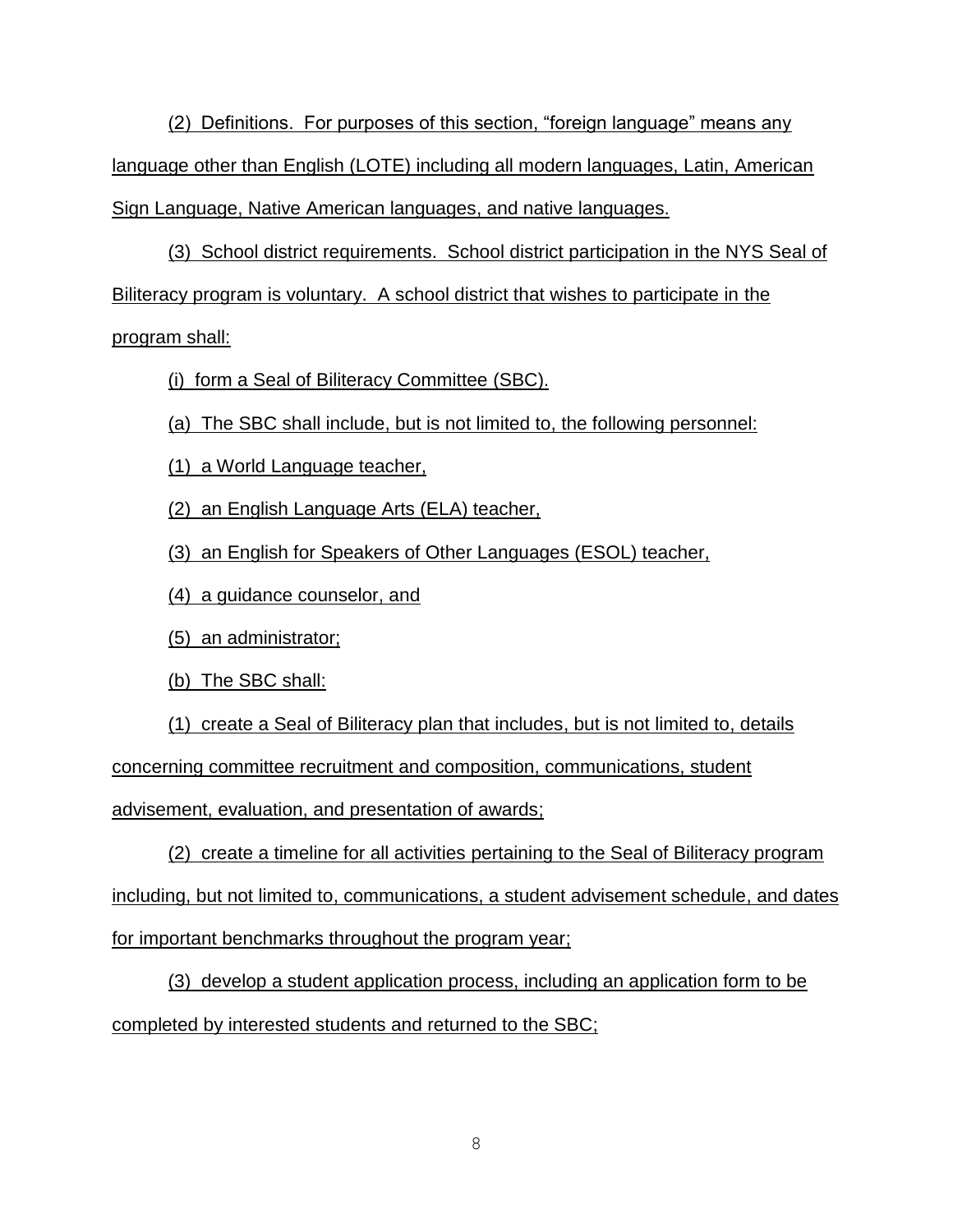(2) Definitions. For purposes of this section, "foreign language" means any language other than English (LOTE) including all modern languages, Latin, American Sign Language, Native American languages, and native languages.

(3) School district requirements. School district participation in the NYS Seal of Biliteracy program is voluntary. A school district that wishes to participate in the program shall:

(i) form a Seal of Biliteracy Committee (SBC).

(a) The SBC shall include, but is not limited to, the following personnel:

(1) a World Language teacher,

(2) an English Language Arts (ELA) teacher,

(3) an English for Speakers of Other Languages (ESOL) teacher,

(4) a guidance counselor, and

(5) an administrator;

(b) The SBC shall:

(1) create a Seal of Biliteracy plan that includes, but is not limited to, details concerning committee recruitment and composition, communications, student advisement, evaluation, and presentation of awards;

(2) create a timeline for all activities pertaining to the Seal of Biliteracy program including, but not limited to, communications, a student advisement schedule, and dates for important benchmarks throughout the program year;

(3) develop a student application process, including an application form to be completed by interested students and returned to the SBC;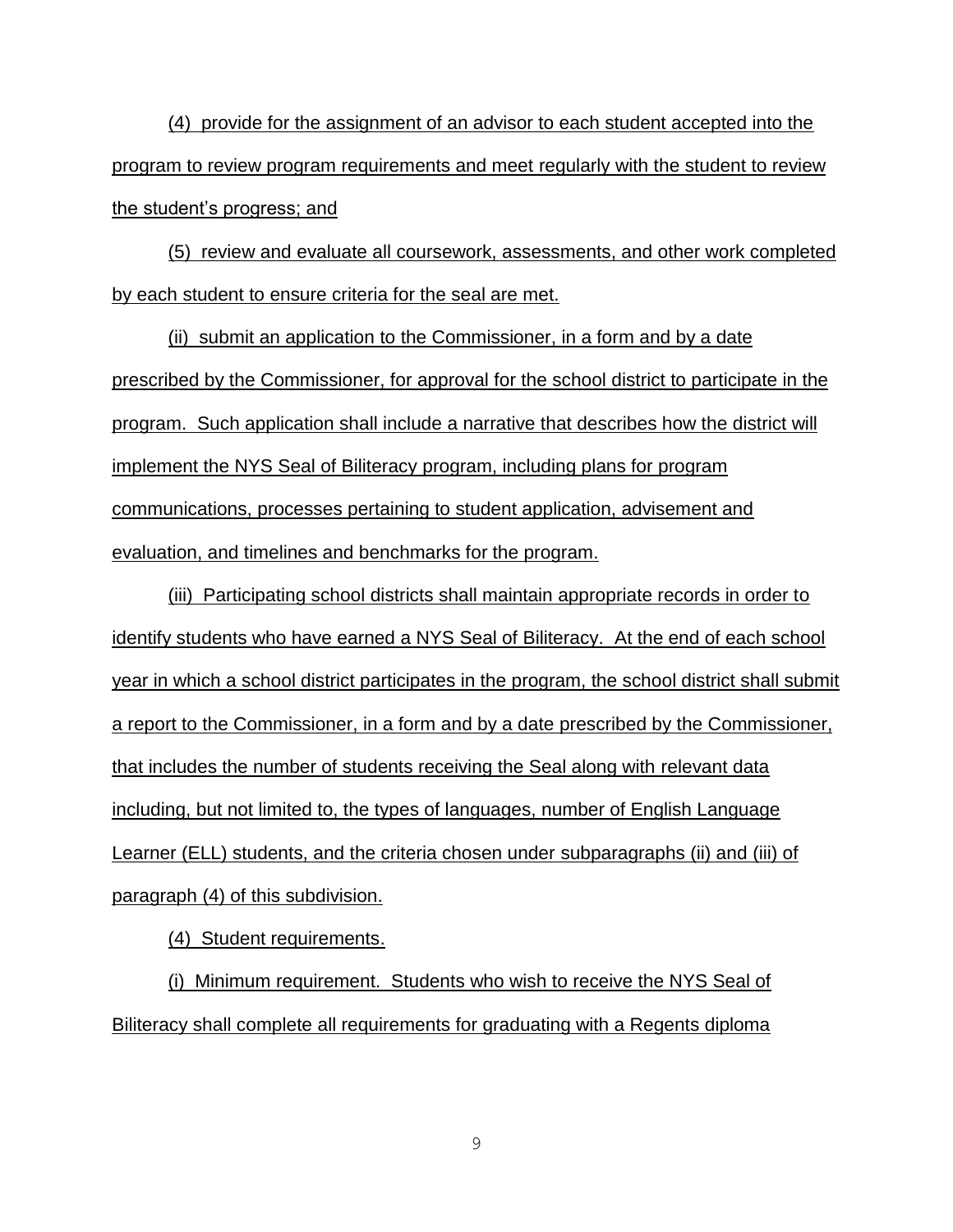(4) provide for the assignment of an advisor to each student accepted into the program to review program requirements and meet regularly with the student to review the student's progress; and

(5) review and evaluate all coursework, assessments, and other work completed by each student to ensure criteria for the seal are met.

(ii) submit an application to the Commissioner, in a form and by a date prescribed by the Commissioner, for approval for the school district to participate in the program. Such application shall include a narrative that describes how the district will implement the NYS Seal of Biliteracy program, including plans for program communications, processes pertaining to student application, advisement and evaluation, and timelines and benchmarks for the program.

(iii) Participating school districts shall maintain appropriate records in order to identify students who have earned a NYS Seal of Biliteracy. At the end of each school year in which a school district participates in the program, the school district shall submit a report to the Commissioner, in a form and by a date prescribed by the Commissioner, that includes the number of students receiving the Seal along with relevant data including, but not limited to, the types of languages, number of English Language Learner (ELL) students, and the criteria chosen under subparagraphs (ii) and (iii) of paragraph (4) of this subdivision.

(4) Student requirements.

(i) Minimum requirement. Students who wish to receive the NYS Seal of Biliteracy shall complete all requirements for graduating with a Regents diploma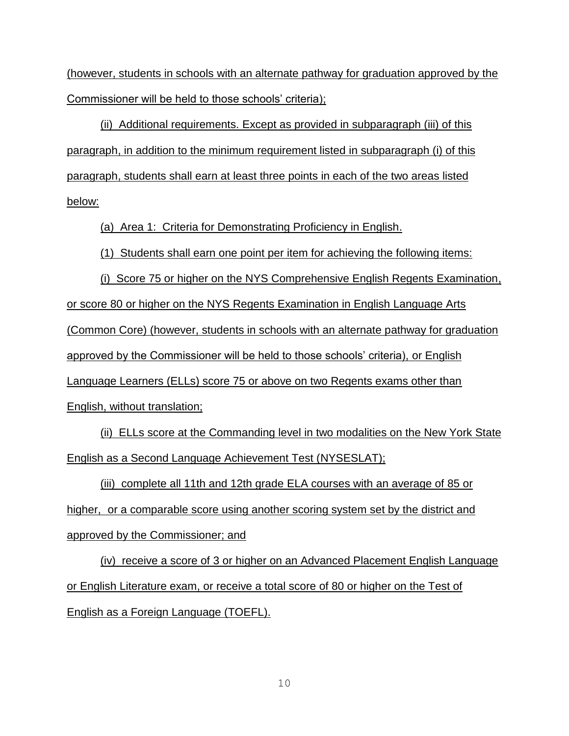(however, students in schools with an alternate pathway for graduation approved by the Commissioner will be held to those schools' criteria);

(ii) Additional requirements. Except as provided in subparagraph (iii) of this paragraph, in addition to the minimum requirement listed in subparagraph (i) of this paragraph, students shall earn at least three points in each of the two areas listed below:

(a) Area 1: Criteria for Demonstrating Proficiency in English.

(1) Students shall earn one point per item for achieving the following items:

(i) Score 75 or higher on the NYS Comprehensive English Regents Examination, or score 80 or higher on the NYS Regents Examination in English Language Arts (Common Core) (however, students in schools with an alternate pathway for graduation approved by the Commissioner will be held to those schools' criteria), or English Language Learners (ELLs) score 75 or above on two Regents exams other than English, without translation;

(ii) ELLs score at the Commanding level in two modalities on the New York State English as a Second Language Achievement Test (NYSESLAT);

(iii) complete all 11th and 12th grade ELA courses with an average of 85 or higher, or a comparable score using another scoring system set by the district and approved by the Commissioner; and

(iv) receive a score of 3 or higher on an Advanced Placement English Language or English Literature exam, or receive a total score of 80 or higher on the Test of English as a Foreign Language (TOEFL).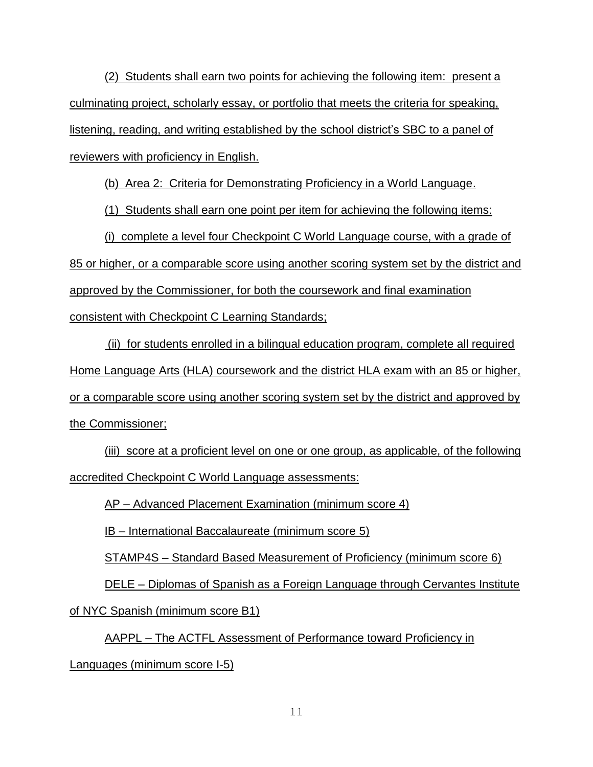(2) Students shall earn two points for achieving the following item: present a culminating project, scholarly essay, or portfolio that meets the criteria for speaking, listening, reading, and writing established by the school district's SBC to a panel of reviewers with proficiency in English.

(b) Area 2: Criteria for Demonstrating Proficiency in a World Language.

(1) Students shall earn one point per item for achieving the following items:

(i) complete a level four Checkpoint C World Language course, with a grade of 85 or higher, or a comparable score using another scoring system set by the district and approved by the Commissioner, for both the coursework and final examination consistent with Checkpoint C Learning Standards;

(ii) for students enrolled in a bilingual education program, complete all required Home Language Arts (HLA) coursework and the district HLA exam with an 85 or higher, or a comparable score using another scoring system set by the district and approved by the Commissioner;

(iii) score at a proficient level on one or one group, as applicable, of the following accredited Checkpoint C World Language assessments:

AP – Advanced Placement Examination (minimum score 4)

IB – International Baccalaureate (minimum score 5)

STAMP4S – Standard Based Measurement of Proficiency (minimum score 6)

DELE – Diplomas of Spanish as a Foreign Language through Cervantes Institute of NYC Spanish (minimum score B1)

AAPPL – The ACTFL Assessment of Performance toward Proficiency in Languages (minimum score I-5)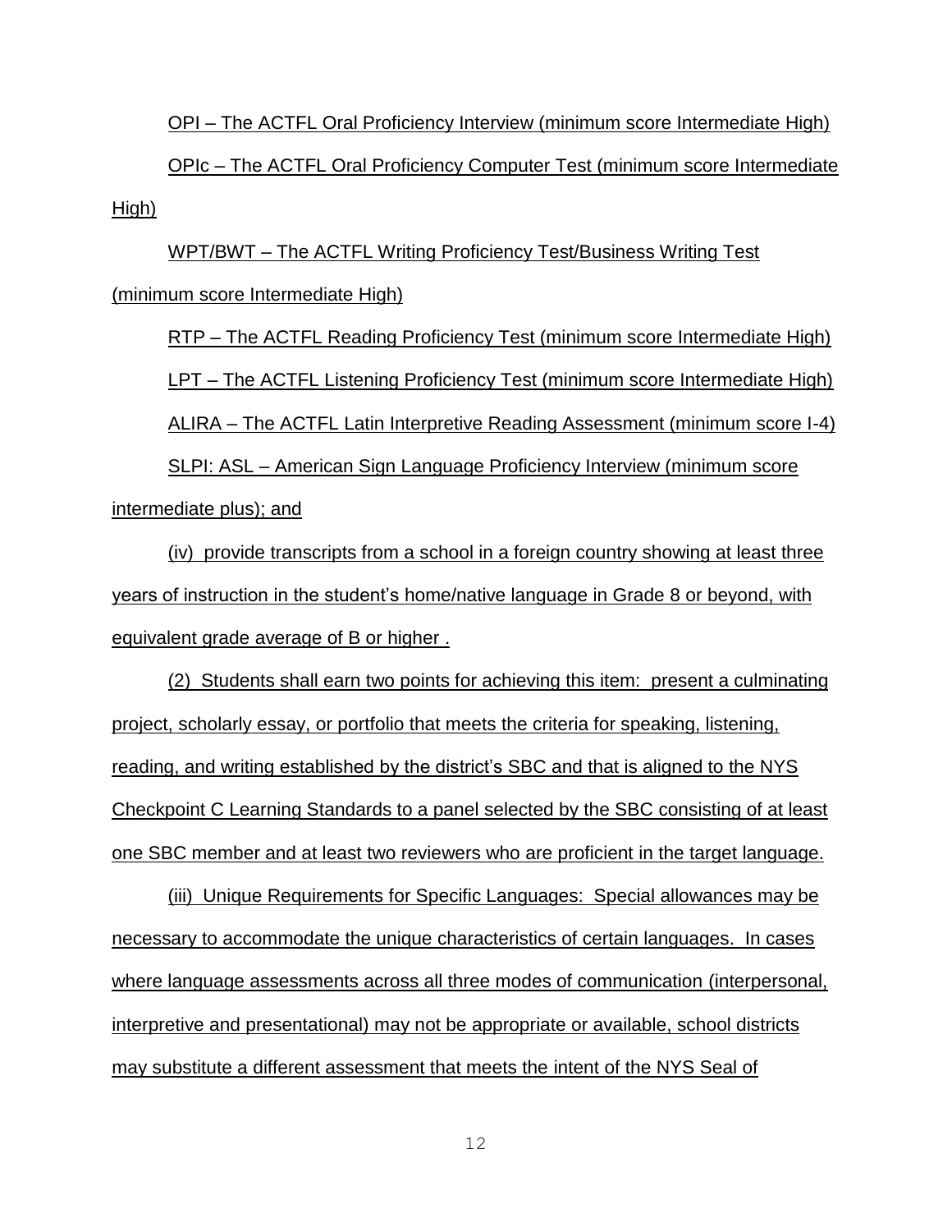OPI – The ACTFL Oral Proficiency Interview (minimum score Intermediate High)

OPIc – The ACTFL Oral Proficiency Computer Test (minimum score Intermediate High)

WPT/BWT – The ACTFL Writing Proficiency Test/Business Writing Test (minimum score Intermediate High)

RTP – The ACTFL Reading Proficiency Test (minimum score Intermediate High)

LPT – The ACTFL Listening Proficiency Test (minimum score Intermediate High)

ALIRA – The ACTFL Latin Interpretive Reading Assessment (minimum score I-4)

SLPI: ASL – American Sign Language Proficiency Interview (minimum score intermediate plus); and

(iv) provide transcripts from a school in a foreign country showing at least three years of instruction in the student's home/native language in Grade 8 or beyond, with equivalent grade average of B or higher .

(2) Students shall earn two points for achieving this item: present a culminating project, scholarly essay, or portfolio that meets the criteria for speaking, listening, reading, and writing established by the district's SBC and that is aligned to the NYS Checkpoint C Learning Standards to a panel selected by the SBC consisting of at least one SBC member and at least two reviewers who are proficient in the target language.

(iii) Unique Requirements for Specific Languages: Special allowances may be necessary to accommodate the unique characteristics of certain languages. In cases where language assessments across all three modes of communication (interpersonal, interpretive and presentational) may not be appropriate or available, school districts may substitute a different assessment that meets the intent of the NYS Seal of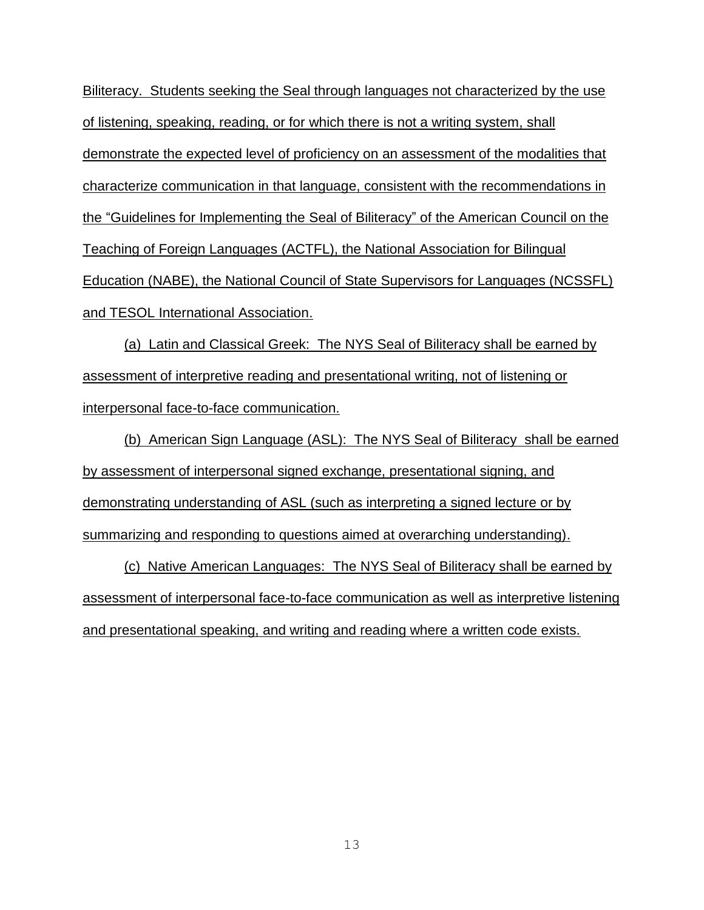Biliteracy. Students seeking the Seal through languages not characterized by the use of listening, speaking, reading, or for which there is not a writing system, shall demonstrate the expected level of proficiency on an assessment of the modalities that characterize communication in that language, consistent with the recommendations in the "Guidelines for Implementing the Seal of Biliteracy" of the American Council on the Teaching of Foreign Languages (ACTFL), the National Association for Bilingual Education (NABE), the National Council of State Supervisors for Languages (NCSSFL) and TESOL International Association.

(a) Latin and Classical Greek: The NYS Seal of Biliteracy shall be earned by assessment of interpretive reading and presentational writing, not of listening or interpersonal face-to-face communication.

(b) American Sign Language (ASL): The NYS Seal of Biliteracy shall be earned by assessment of interpersonal signed exchange, presentational signing, and demonstrating understanding of ASL (such as interpreting a signed lecture or by summarizing and responding to questions aimed at overarching understanding).

(c) Native American Languages: The NYS Seal of Biliteracy shall be earned by assessment of interpersonal face-to-face communication as well as interpretive listening and presentational speaking, and writing and reading where a written code exists.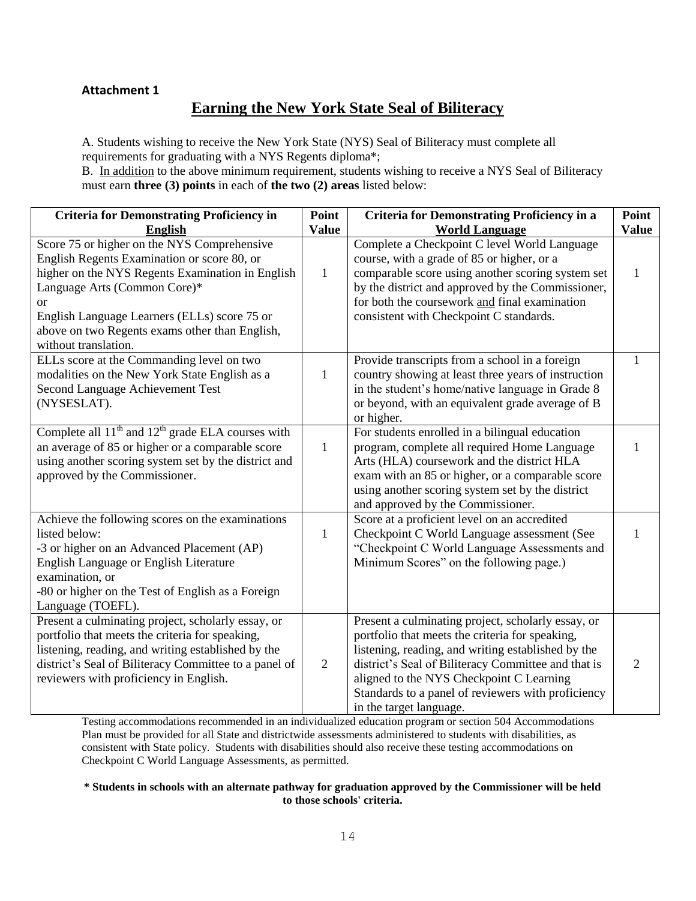**Attachment 1**

## Earning the New York State Seal of Biliteracy

A. Students wishing to receive the New York State (NYS) Seal of Biliteracy must complete all requirements for graduating with a NYS Regents diploma*;

B. In addition to the above minimum requirement, students wishing to receive a NYS Seal of Biliteracy must earn **three (3) points** in each of **the two (2) areas** listed below:

| Criteria for Demonstrating Proficiency in English | Point Value | Criteria for Demonstrating Proficiency in a World Language | Point Value |
|---|---|---|---|
| Score 75 or higher on the NYS Comprehensive English Regents Examination or score 80, or higher on the NYS Regents Examination in English Language Arts (Common Core)* or English Language Learners (ELLs) score 75 or above on two Regents exams other than English, without translation. | 1 | Complete a Checkpoint C level World Language course, with a grade of 85 or higher, or a comparable score using another scoring system set by the district and approved by the Commissioner, for both the coursework and final examination consistent with Checkpoint C standards. | 1 |
| ELLs score at the Commanding level on two modalities on the New York State English as a Second Language Achievement Test (NYSESLAT). | 1 | Provide transcripts from a school in a foreign country showing at least three years of instruction in the student's home/native language in Grade 8 or beyond, with an equivalent grade average of B or higher. | 1 |
| Complete all 11th and 12th grade ELA courses with an average of 85 or higher or a comparable score using another scoring system set by the district and approved by the Commissioner. | 1 | For students enrolled in a bilingual education program, complete all required Home Language Arts (HLA) coursework and the district HLA exam with an 85 or higher, or a comparable score using another scoring system set by the district and approved by the Commissioner. | 1 |
| Achieve the following scores on the examinations listed below: -3 or higher on an Advanced Placement (AP) English Language or English Literature examination, or -80 or higher on the Test of English as a Foreign Language (TOEFL). | 1 | Score at a proficient level on an accredited Checkpoint C World Language assessment (See "Checkpoint C World Language Assessments and Minimum Scores" on the following page.) | 1 |
| Present a culminating project, scholarly essay, or portfolio that meets the criteria for speaking, listening, reading, and writing established by the district's Seal of Biliteracy Committee to a panel of reviewers with proficiency in English. | 2 | Present a culminating project, scholarly essay, or portfolio that meets the criteria for speaking, listening, reading, and writing established by the district's Seal of Biliteracy Committee and that is aligned to the NYS Checkpoint C Learning Standards to a panel of reviewers with proficiency in the target language. | 2 |

Testing accommodations recommended in an individualized education program or section 504 Accommodations Plan must be provided for all State and districtwide assessments administered to students with disabilities, as consistent with State policy. Students with disabilities should also receive these testing accommodations on Checkpoint C World Language Assessments, as permitted.

**\* Students in schools with an alternate pathway for graduation approved by the Commissioner will be held to those schools' criteria.**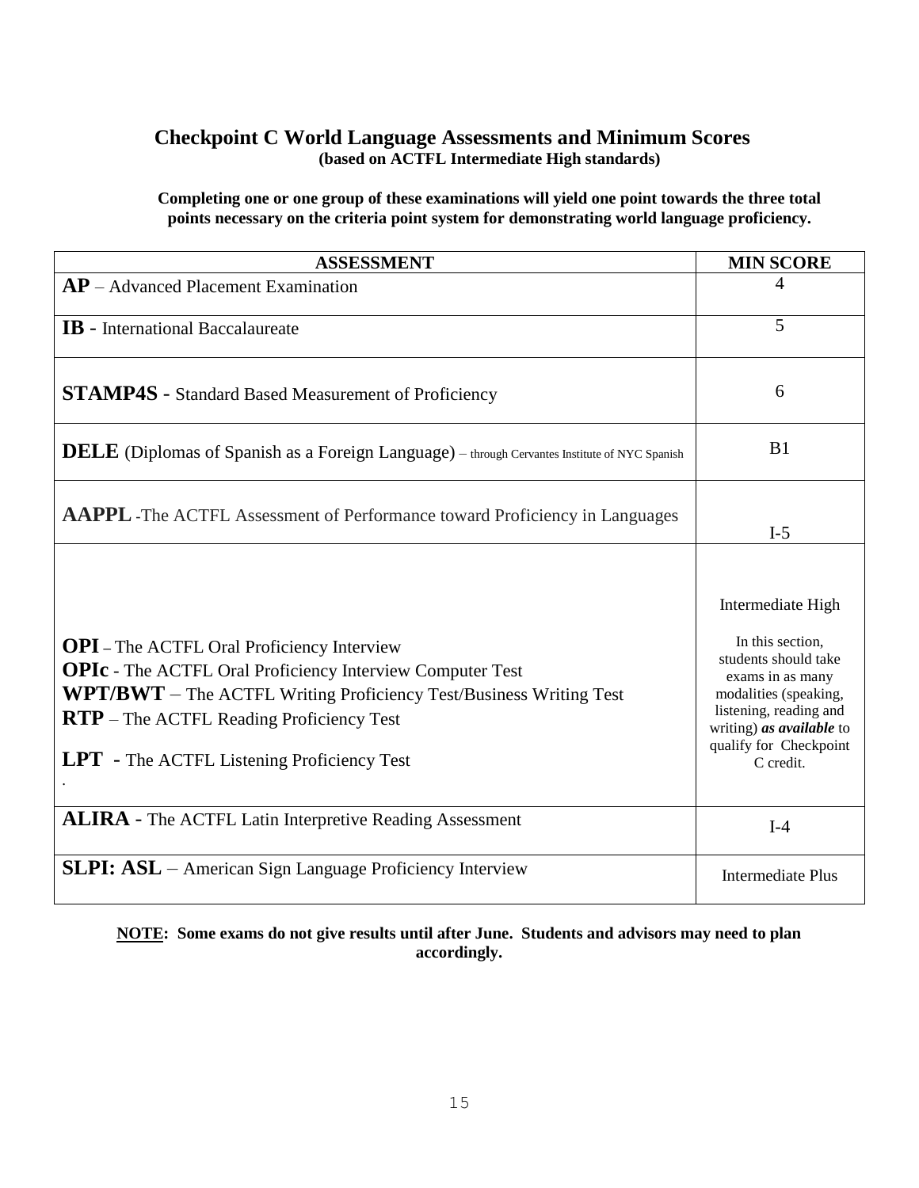## Checkpoint C World Language Assessments and Minimum Scores

**(based on ACTFL Intermediate High standards)**

**Completing one or one group of these examinations will yield one point towards the three total points necessary on the criteria point system for demonstrating world language proficiency.**

| ASSESSMENT | MIN SCORE |
|---|---|
| **AP** – Advanced Placement Examination | 4 |
| **IB** - International Baccalaureate | 5 |
| **STAMP4S** - Standard Based Measurement of Proficiency | 6 |
| **DELE** (Diplomas of Spanish as a Foreign Language) – through Cervantes Institute of NYC Spanish | B1 |
| **AAPPL** -The ACTFL Assessment of Performance toward Proficiency in Languages | I-5 |
| **OPI** – The ACTFL Oral Proficiency Interview<br>**OPIc** - The ACTFL Oral Proficiency Interview Computer Test<br>**WPT/BWT** – The ACTFL Writing Proficiency Test/Business Writing Test<br>**RTP** – The ACTFL Reading Proficiency Test<br>**LPT** - The ACTFL Listening Proficiency Test | Intermediate High<br><br>In this section, students should take exams in as many modalities (speaking, listening, reading and writing) ***as available*** to qualify for Checkpoint C credit. |
| **ALIRA** - The ACTFL Latin Interpretive Reading Assessment | I-4 |
| **SLPI: ASL** – American Sign Language Proficiency Interview | Intermediate Plus |

**<u>NOTE</u>: Some exams do not give results until after June. Students and advisors may need to plan accordingly.**